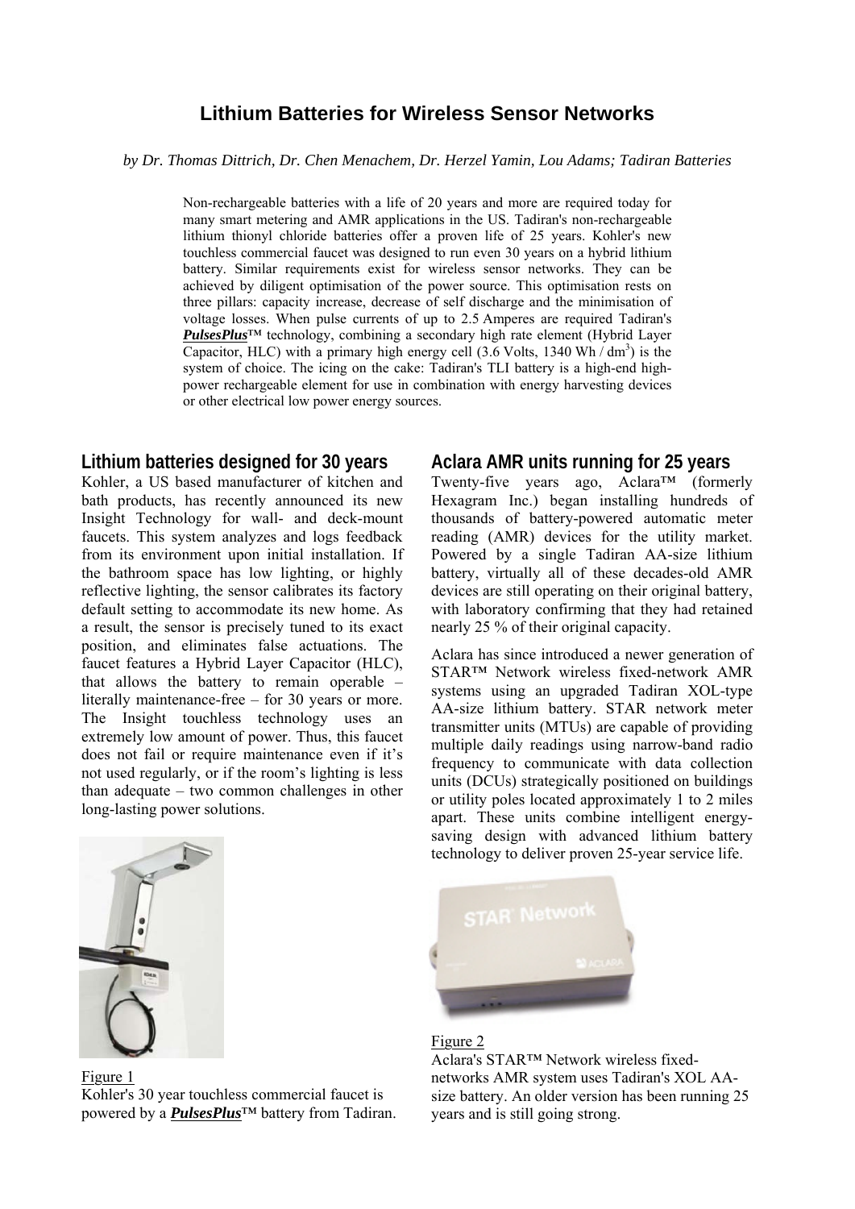# Lithium Batteries for Wireless Sensor Networks

*by Dr. Thomas Dittrich, Dr. Chen Menachem, Dr. Herzel Yamin, Lou Adams; Tadiran Batteries*

Non-rechargeable batteries with a life of 20 years and more are required today for many smart metering and AMR applications in the US. Tadiran's non-rechargeable lithium thionyl chloride batteries offer a proven life of 25 years. Kohler's new touchless commercial faucet was designed to run even 30 years on a hybrid lithium battery. Similar requirements exist for wireless sensor networks. They can be achieved by diligent optimisation of the power source. This optimisation rests on three pillars: capacity increase, decrease of self discharge and the minimisation of voltage losses. When pulse currents of up to 2.5 Amperes are required Tadiran's ***PulsesPlus***™ technology, combining a secondary high rate element (Hybrid Layer Capacitor, HLC) with a primary high energy cell (3.6 Volts, 1340 Wh / $dm^3$) is the system of choice. The icing on the cake: Tadiran's TLI battery is a high-end high-power rechargeable element for use in combination with energy harvesting devices or other electrical low power energy sources.

## Lithium batteries designed for 30 years

Kohler, a US based manufacturer of kitchen and bath products, has recently announced its new Insight Technology for wall- and deck-mount faucets. This system analyzes and logs feedback from its environment upon initial installation. If the bathroom space has low lighting, or highly reflective lighting, the sensor calibrates its factory default setting to accommodate its new home. As a result, the sensor is precisely tuned to its exact position, and eliminates false actuations. The faucet features a Hybrid Layer Capacitor (HLC), that allows the battery to remain operable – literally maintenance-free – for 30 years or more. The Insight touchless technology uses an extremely low amount of power. Thus, this faucet does not fail or require maintenance even if it's not used regularly, or if the room's lighting is less than adequate – two common challenges in other long-lasting power solutions.

Figure 1

Kohler's 30 year touchless commercial faucet is powered by a ***PulsesPlus***™ battery from Tadiran.

## Aclara AMR units running for 25 years

Twenty-five years ago, Aclara™ (formerly Hexagram Inc.) began installing hundreds of thousands of battery-powered automatic meter reading (AMR) devices for the utility market. Powered by a single Tadiran AA-size lithium battery, virtually all of these decades-old AMR devices are still operating on their original battery, with laboratory confirming that they had retained nearly 25 % of their original capacity.

Aclara has since introduced a newer generation of STAR™ Network wireless fixed-network AMR systems using an upgraded Tadiran XOL-type AA-size lithium battery. STAR network meter transmitter units (MTUs) are capable of providing multiple daily readings using narrow-band radio frequency to communicate with data collection units (DCUs) strategically positioned on buildings or utility poles located approximately 1 to 2 miles apart. These units combine intelligent energy-saving design with advanced lithium battery technology to deliver proven 25-year service life.

Figure 2

Aclara's STAR™ Network wireless fixed-networks AMR system uses Tadiran's XOL AA-size battery. An older version has been running 25 years and is still going strong.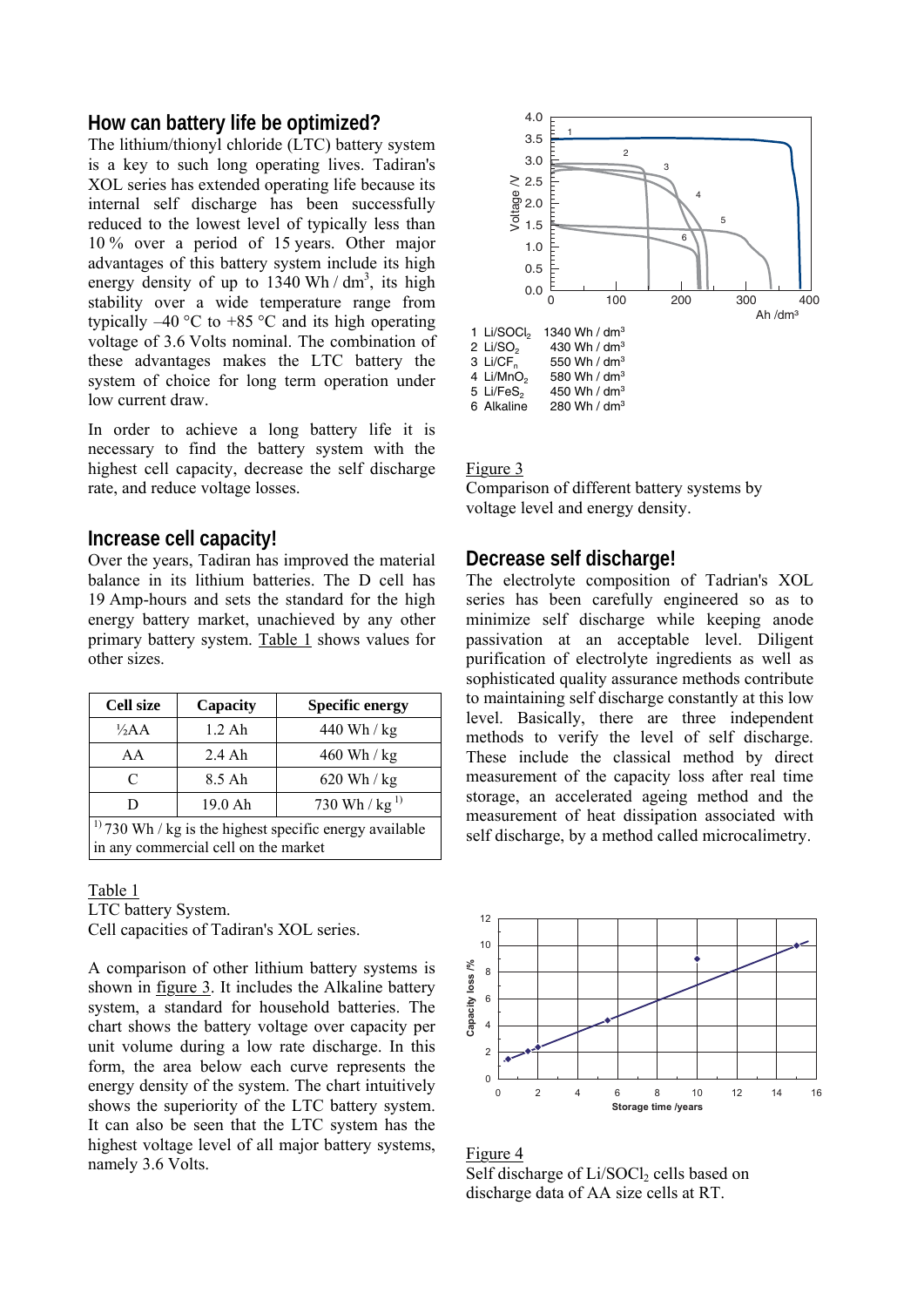## How can battery life be optimized?

The lithium/thionyl chloride (LTC) battery system is a key to such long operating lives. Tadiran's XOL series has extended operating life because its internal self discharge has been successfully reduced to the lowest level of typically less than 10 % over a period of 15 years. Other major advantages of this battery system include its high energy density of up to 1340 Wh / dm$^3$, its high stability over a wide temperature range from typically –40 °C to +85 °C and its high operating voltage of 3.6 Volts nominal. The combination of these advantages makes the LTC battery the system of choice for long term operation under low current draw.

In order to achieve a long battery life it is necessary to find the battery system with the highest cell capacity, decrease the self discharge rate, and reduce voltage losses.

## Increase cell capacity!

Over the years, Tadiran has improved the material balance in its lithium batteries. The D cell has 19 Amp-hours and sets the standard for the high energy battery market, unachieved by any other primary battery system. Table 1 shows values for other sizes.

| Cell size | Capacity | Specific energy |
|---|---|---|
| ½AA | 1.2 Ah | 440 Wh / kg |
| AA | 2.4 Ah | 460 Wh / kg |
| C | 8.5 Ah | 620 Wh / kg |
| D | 19.0 Ah | 730 Wh / kg [1)] |

[1)] 730 Wh / kg is the highest specific energy available in any commercial cell on the market

Table 1
LTC battery System.
Cell capacities of Tadiran's XOL series.

A comparison of other lithium battery systems is shown in figure 3. It includes the Alkaline battery system, a standard for household batteries. The chart shows the battery voltage over capacity per unit volume during a low rate discharge. In this form, the area below each curve represents the energy density of the system. The chart intuitively shows the superiority of the LTC battery system. It can also be seen that the LTC system has the highest voltage level of all major battery systems, namely 3.6 Volts.

1 $Li/SOCl_2$ 1340 Wh / dm$^3$
2 $Li/SO_2$ 430 Wh / dm$^3$
3 $Li/CF_n$ 550 Wh / dm$^3$
4 $Li/MnO_2$ 580 Wh / dm$^3$
5 $Li/FeS_2$ 450 Wh / dm$^3$
6 Alkaline 280 Wh / dm$^3$

Figure 3
Comparison of different battery systems by voltage level and energy density.

## Decrease self discharge!

The electrolyte composition of Tadrian's XOL series has been carefully engineered so as to minimize self discharge while keeping anode passivation at an acceptable level. Diligent purification of electrolyte ingredients as well as sophisticated quality assurance methods contribute to maintaining self discharge constantly at this low level. Basically, there are three independent methods to verify the level of self discharge. These include the classical method by direct measurement of the capacity loss after real time storage, an accelerated ageing method and the measurement of heat dissipation associated with self discharge, by a method called microcalimetry.

Figure 4
Self discharge of $Li/SOCl_2$ cells based on discharge data of AA size cells at RT.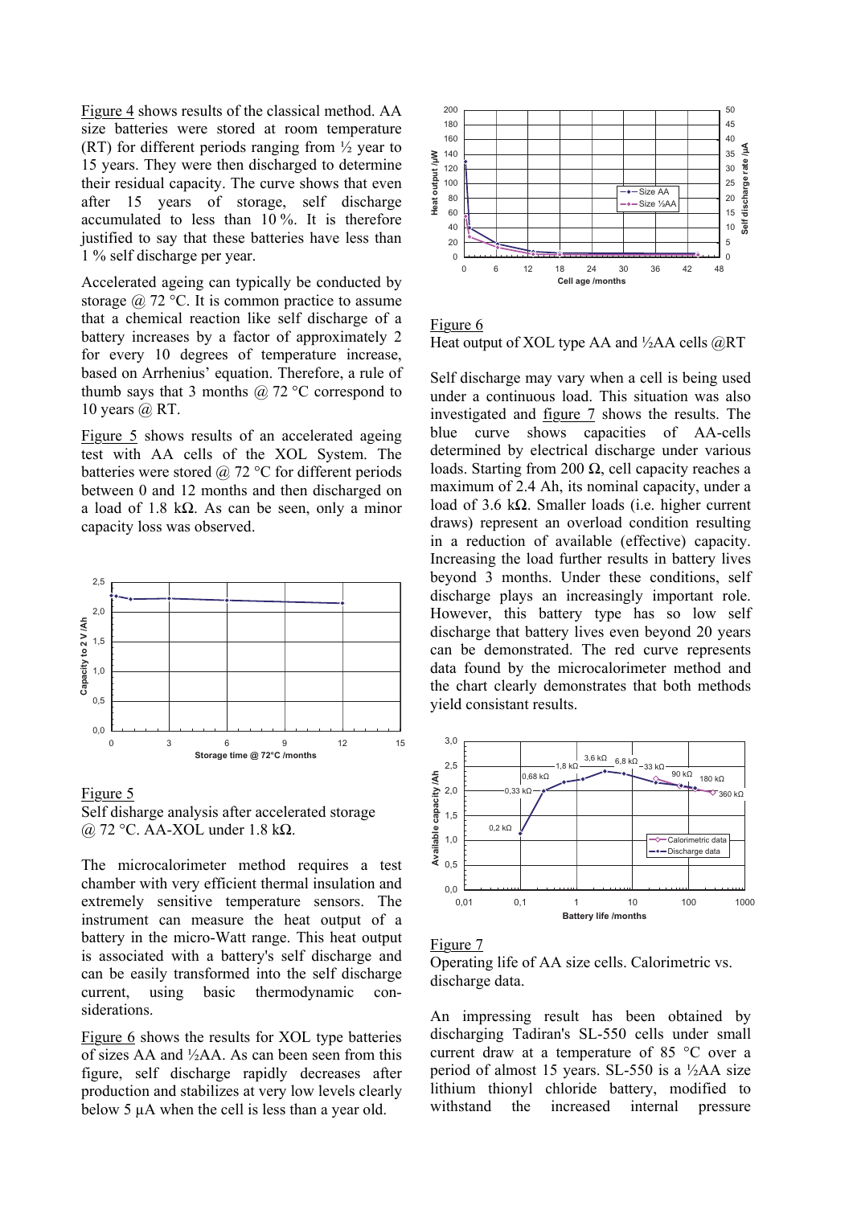Figure 4 shows results of the classical method. AA size batteries were stored at room temperature (RT) for different periods ranging from ½ year to 15 years. They were then discharged to determine their residual capacity. The curve shows that even after 15 years of storage, self discharge accumulated to less than 10 %. It is therefore justified to say that these batteries have less than 1 % self discharge per year.

Accelerated ageing can typically be conducted by storage @ 72 °C. It is common practice to assume that a chemical reaction like self discharge of a battery increases by a factor of approximately 2 for every 10 degrees of temperature increase, based on Arrhenius' equation. Therefore, a rule of thumb says that 3 months @ 72 °C correspond to 10 years @ RT.

Figure 5 shows results of an accelerated ageing test with AA cells of the XOL System. The batteries were stored @ 72 °C for different periods between 0 and 12 months and then discharged on a load of 1.8 kΩ. As can be seen, only a minor capacity loss was observed.

Figure 5
Self dishage analysis after accelerated storage @ 72 °C. AA-XOL under 1.8 kΩ.

The microcalorimeter method requires a test chamber with very efficient thermal insulation and extremely sensitive temperature sensors. The instrument can measure the heat output of a battery in the micro-Watt range. This heat output is associated with a battery's self discharge and can be easily transformed into the self discharge current, using basic thermodynamic considerations.

Figure 6 shows the results for XOL type batteries of sizes AA and ½AA. As can been seen from this figure, self discharge rapidly decreases after production and stabilizes at very low levels clearly below 5 µA when the cell is less than a year old.

Figure 6
Heat output of XOL type AA and ½AA cells @RT

Self discharge may vary when a cell is being used under a continuous load. This situation was also investigated and figure 7 shows the results. The blue curve shows capacities of AA-cells determined by electrical discharge under various loads. Starting from 200 Ω, cell capacity reaches a maximum of 2.4 Ah, its nominal capacity, under a load of 3.6 kΩ. Smaller loads (i.e. higher current draws) represent an overload condition resulting in a reduction of available (effective) capacity. Increasing the load further results in battery lives beyond 3 months. Under these conditions, self discharge plays an increasingly important role. However, this battery type has so low self discharge that battery lives even beyond 20 years can be demonstrated. The red curve represents data found by the microcalorimeter method and the chart clearly demonstrates that both methods yield consistant results.

Figure 7
Operating life of AA size cells. Calorimetric vs. discharge data.

An impressing result has been obtained by discharging Tadiran's SL-550 cells under small current draw at a temperature of 85 °C over a period of almost 15 years. SL-550 is a ½AA size lithium thionyl chloride battery, modified to withstand the increased internal pressure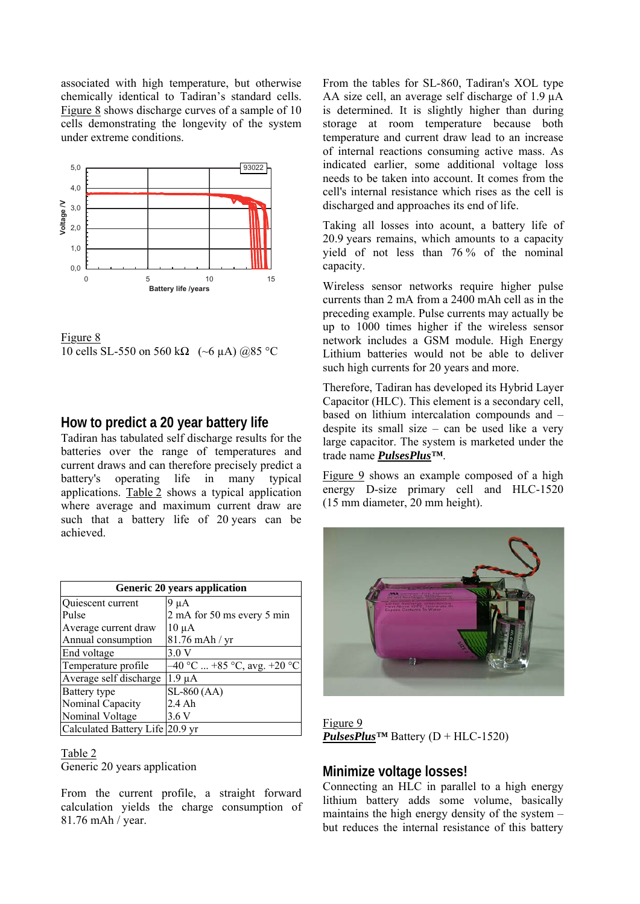associated with high temperature, but otherwise chemically identical to Tadiran's standard cells. Figure 8 shows discharge curves of a sample of 10 cells demonstrating the longevity of the system under extreme conditions.

Figure 8
10 cells SL-550 on 560 kΩ (~6 µA) @85 °C

## How to predict a 20 year battery life

Tadiran has tabulated self discharge results for the batteries over the range of temperatures and current draws and can therefore precisely predict a battery's operating life in many typical applications. Table 2 shows a typical application where average and maximum current draw are such that a battery life of 20 years can be achieved.

| Generic 20 years application | |
|---|---|
| Quiescent current | 9 µA |
| Pulse | 2 mA for 50 ms every 5 min |
| Average current draw | 10 µA |
| Annual consumption | 81.76 mAh / yr |
| End voltage | 3.0 V |
| Temperature profile | –40 °C ... +85 °C, avg. +20 °C |
| Average self discharge | 1.9 µA |
| Battery type | SL-860 (AA) |
| Nominal Capacity | 2.4 Ah |
| Nominal Voltage | 3.6 V |
| Calculated Battery Life | 20.9 yr |

Table 2
Generic 20 years application

From the current profile, a straight forward calculation yields the charge consumption of 81.76 mAh / year.

From the tables for SL-860, Tadiran's XOL type AA size cell, an average self discharge of 1.9 µA is determined. It is slightly higher than during storage at room temperature because both temperature and current draw lead to an increase of internal reactions consuming active mass. As indicated earlier, some additional voltage loss needs to be taken into account. It comes from the cell's internal resistance which rises as the cell is discharged and approaches its end of life.

Taking all losses into acount, a battery life of 20.9 years remains, which amounts to a capacity yield of not less than 76 % of the nominal capacity.

Wireless sensor networks require higher pulse currents than 2 mA from a 2400 mAh cell as in the preceding example. Pulse currents may actually be up to 1000 times higher if the wireless sensor network includes a GSM module. High Energy Lithium batteries would not be able to deliver such high currents for 20 years and more.

Therefore, Tadiran has developed its Hybrid Layer Capacitor (HLC). This element is a secondary cell, based on lithium intercalation compounds and – despite its small size – can be used like a very large capacitor. The system is marketed under the trade name ***PulsesPlus*™**.

Figure 9 shows an example composed of a high energy D-size primary cell and HLC-1520 (15 mm diameter, 20 mm height).

Figure 9
***PulsesPlus*™** Battery (D + HLC-1520)

## Minimize voltage losses!

Connecting an HLC in parallel to a high energy lithium battery adds some volume, basically maintains the high energy density of the system – but reduces the internal resistance of this battery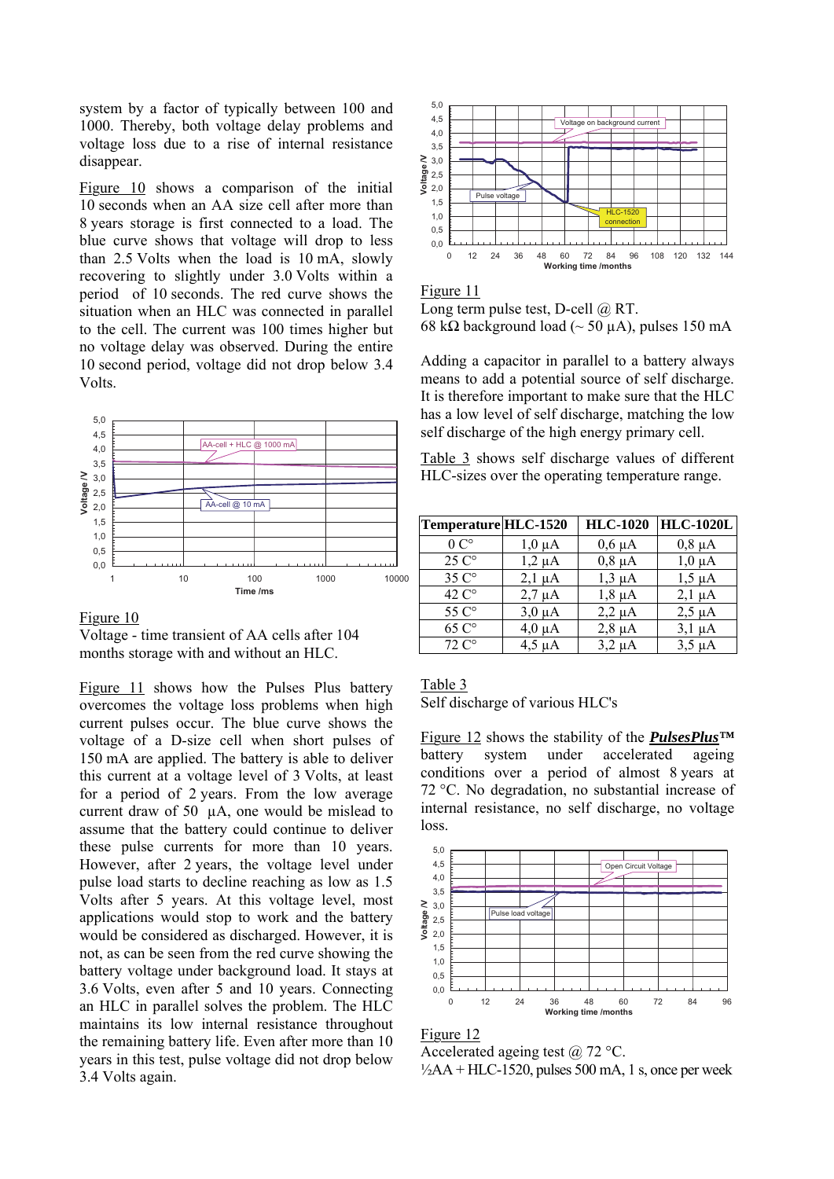system by a factor of typically between 100 and 1000. Thereby, both voltage delay problems and voltage loss due to a rise of internal resistance disappear.

Figure 10 shows a comparison of the initial 10 seconds when an AA size cell after more than 8 years storage is first connected to a load. The blue curve shows that voltage will drop to less than 2.5 Volts when the load is 10 mA, slowly recovering to slightly under 3.0 Volts within a period of 10 seconds. The red curve shows the situation when an HLC was connected in parallel to the cell. The current was 100 times higher but no voltage delay was observed. During the entire 10 second period, voltage did not drop below 3.4 Volts.

Figure 10
Voltage - time transient of AA cells after 104 months storage with and without an HLC.

Figure 11 shows how the Pulses Plus battery overcomes the voltage loss problems when high current pulses occur. The blue curve shows the voltage of a D-size cell when short pulses of 150 mA are applied. The battery is able to deliver this current at a voltage level of 3 Volts, at least for a period of 2 years. From the low average current draw of 50 µA, one would be mislead to assume that the battery could continue to deliver these pulse currents for more than 10 years. However, after 2 years, the voltage level under pulse load starts to decline reaching as low as 1.5 Volts after 5 years. At this voltage level, most applications would stop to work and the battery would be considered as discharged. However, it is not, as can be seen from the red curve showing the battery voltage under background load. It stays at 3.6 Volts, even after 5 and 10 years. Connecting an HLC in parallel solves the problem. The HLC maintains its low internal resistance throughout the remaining battery life. Even after more than 10 years in this test, pulse voltage did not drop below 3.4 Volts again.

Figure 11
Long term pulse test, D-cell @ RT.
68 kΩ background load (~ 50 µA), pulses 150 mA

Adding a capacitor in parallel to a battery always means to add a potential source of self discharge. It is therefore important to make sure that the HLC has a low level of self discharge, matching the low self discharge of the high energy primary cell.

Table 3 shows self discharge values of different HLC-sizes over the operating temperature range.

| Temperature | HLC-1520 | HLC-1020 | HLC-1020L |
|---|---|---|---|
| 0 C° | 1,0 µA | 0,6 µA | 0,8 µA |
| 25 C° | 1,2 µA | 0,8 µA | 1,0 µA |
| 35 C° | 2,1 µA | 1,3 µA | 1,5 µA |
| 42 C° | 2,7 µA | 1,8 µA | 2,1 µA |
| 55 C° | 3,0 µA | 2,2 µA | 2,5 µA |
| 65 C° | 4,0 µA | 2,8 µA | 3,1 µA |
| 72 C° | 4,5 µA | 3,2 µA | 3,5 µA |

Table 3
Self discharge of various HLC's

Figure 12 shows the stability of the ***PulsesPlus*™** battery system under accelerated ageing conditions over a period of almost 8 years at 72 °C. No degradation, no substantial increase of internal resistance, no self discharge, no voltage loss.

Figure 12
Accelerated ageing test @ 72 °C.
½AA + HLC-1520, pulses 500 mA, 1 s, once per week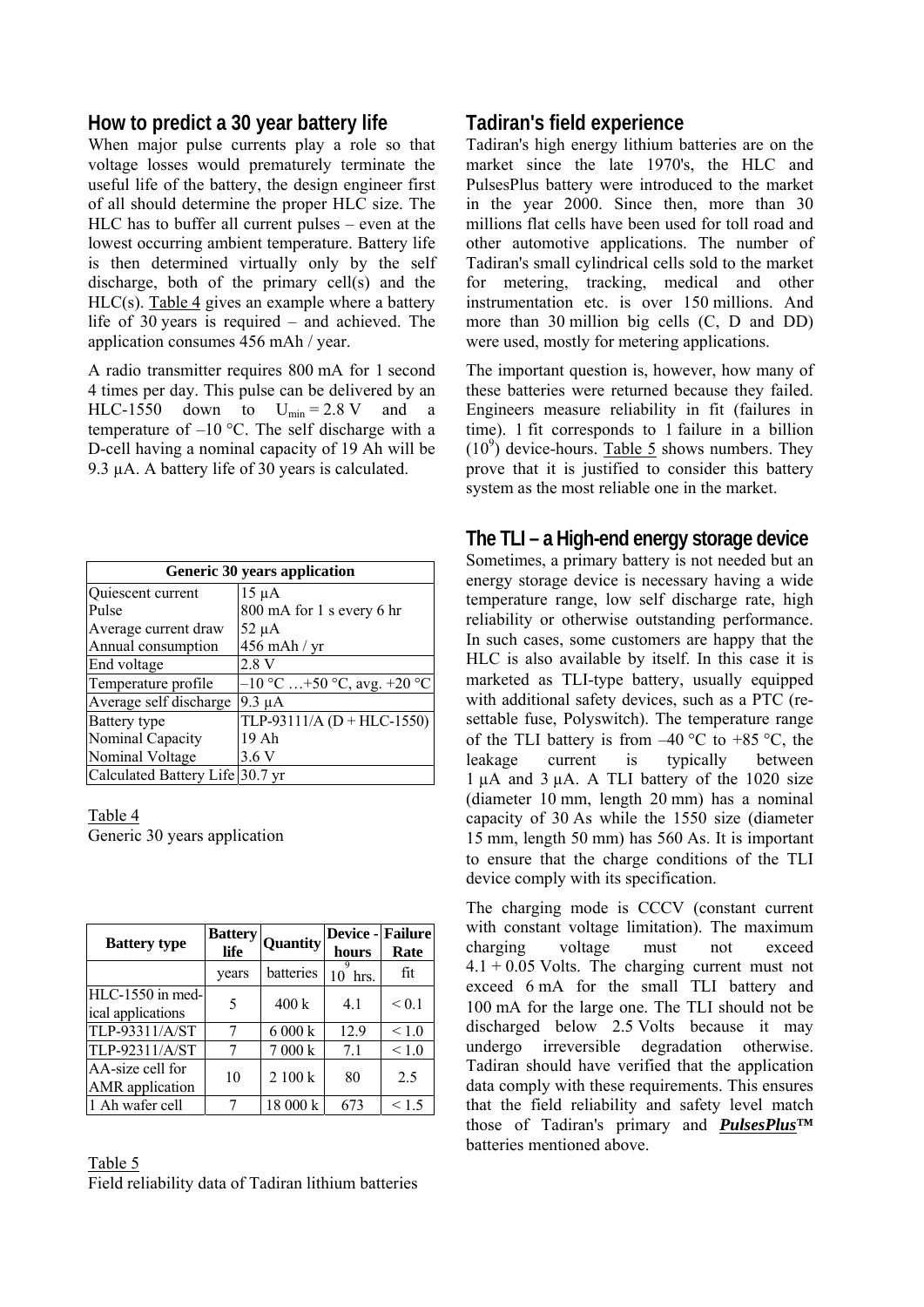## How to predict a 30 year battery life

When major pulse currents play a role so that voltage losses would prematurely terminate the useful life of the battery, the design engineer first of all should determine the proper HLC size. The HLC has to buffer all current pulses – even at the lowest occurring ambient temperature. Battery life is then determined virtually only by the self discharge, both of the primary cell(s) and the HLC(s). Table 4 gives an example where a battery life of 30 years is required – and achieved. The application consumes 456 mAh / year.

A radio transmitter requires 800 mA for 1 second 4 times per day. This pulse can be delivered by an HLC-1550 down to $U_{min}$ = 2.8 V and a temperature of –10 °C. The self discharge with a D-cell having a nominal capacity of 19 Ah will be 9.3 µA. A battery life of 30 years is calculated.

| Generic 30 years application | |
|---|---|
| Quiescent current | 15 µA |
| Pulse | 800 mA for 1 s every 6 hr |
| Average current draw | 52 µA |
| Annual consumption | 456 mAh / yr |
| End voltage | 2.8 V |
| Temperature profile | –10 °C …+50 °C, avg. +20 °C |
| Average self discharge | 9.3 µA |
| Battery type | TLP-93111/A (D + HLC-1550) |
| Nominal Capacity | 19 Ah |
| Nominal Voltage | 3.6 V |
| Calculated Battery Life | 30.7 yr |

Table 4
Generic 30 years application

| Battery type | Battery life | Quantity | Device - hours | Failure Rate |
|---|---|---|---|---|
| | years | batteries | $10^9$ hrs. | fit |
| HLC-1550 in medical applications | 5 | 400 k | 4.1 | < 0.1 |
| TLP-93311/A/ST | 7 | 6 000 k | 12.9 | < 1.0 |
| TLP-92311/A/ST | 7 | 7 000 k | 7.1 | < 1.0 |
| AA-size cell for AMR application | 10 | 2 100 k | 80 | 2.5 |
| 1 Ah wafer cell | 7 | 18 000 k | 673 | < 1.5 |

Table 5
Field reliability data of Tadiran lithium batteries

## Tadiran's field experience

Tadiran's high energy lithium batteries are on the market since the late 1970's, the HLC and PulsesPlus battery were introduced to the market in the year 2000. Since then, more than 30 millions flat cells have been used for toll road and other automotive applications. The number of Tadiran's small cylindrical cells sold to the market for metering, tracking, medical and other instrumentation etc. is over 150 millions. And more than 30 million big cells (C, D and DD) were used, mostly for metering applications.

The important question is, however, how many of these batteries were returned because they failed. Engineers measure reliability in fit (failures in time). 1 fit corresponds to 1 failure in a billion ($10^9$) device-hours. Table 5 shows numbers. They prove that it is justified to consider this battery system as the most reliable one in the market.

## The TLI – a High-end energy storage device

Sometimes, a primary battery is not needed but an energy storage device is necessary having a wide temperature range, low self discharge rate, high reliability or otherwise outstanding performance. In such cases, some customers are happy that the HLC is also available by itself. In this case it is marketed as TLI-type battery, usually equipped with additional safety devices, such as a PTC (re-settable fuse, Polyswitch). The temperature range of the TLI battery is from –40 °C to +85 °C, the leakage current is typically between 1 µA and 3 µA. A TLI battery of the 1020 size (diameter 10 mm, length 20 mm) has a nominal capacity of 30 As while the 1550 size (diameter 15 mm, length 50 mm) has 560 As. It is important to ensure that the charge conditions of the TLI device comply with its specification.

The charging mode is CCCV (constant current with constant voltage limitation). The maximum charging voltage must not exceed 4.1 + 0.05 Volts. The charging current must not exceed 6 mA for the small TLI battery and 100 mA for the large one. The TLI should not be discharged below 2.5 Volts because it may undergo irreversible degradation otherwise. Tadiran should have verified that the application data comply with these requirements. This ensures that the field reliability and safety level match those of Tadiran's primary and ***PulsesPlus™*** batteries mentioned above.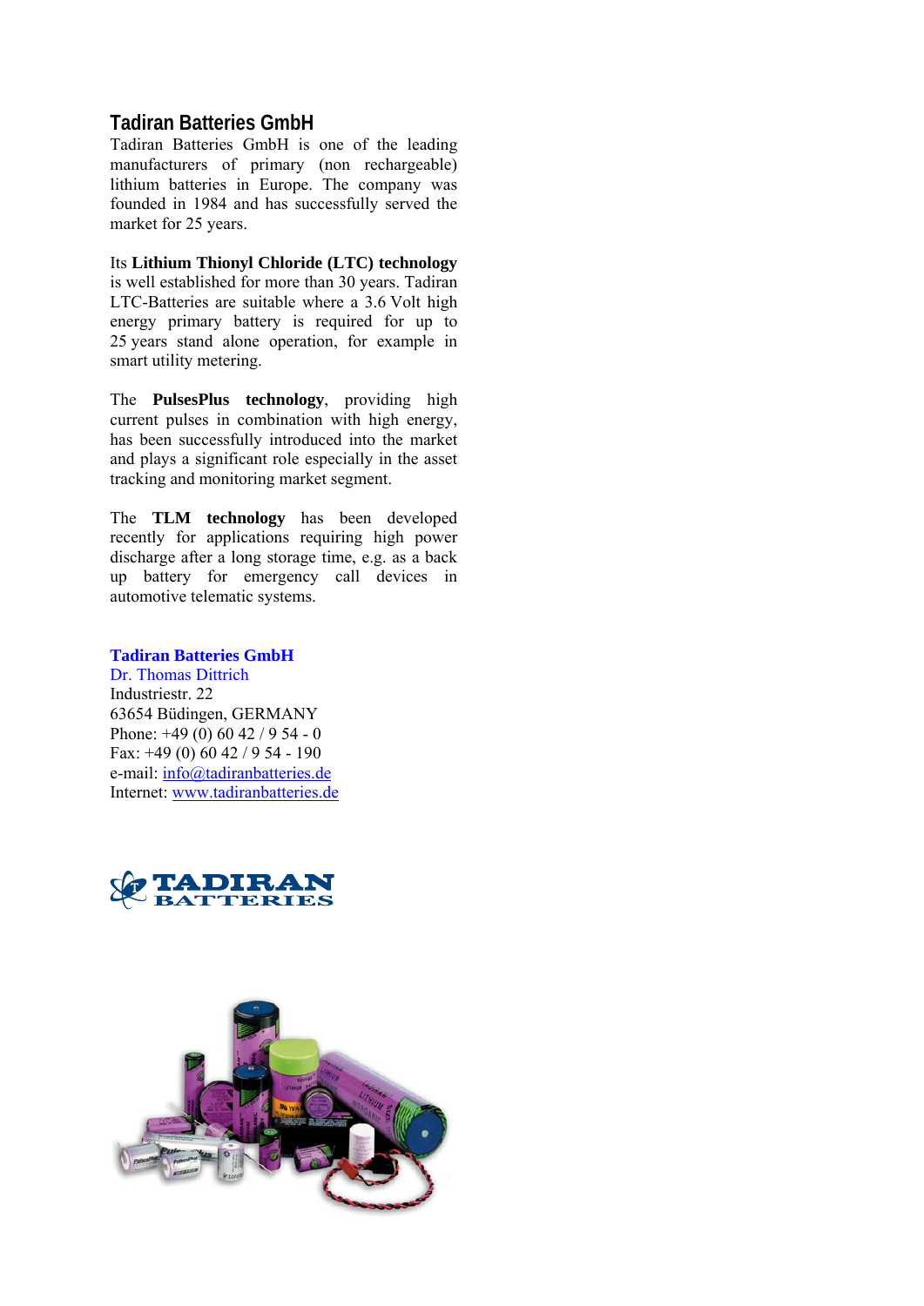## Tadiran Batteries GmbH

Tadiran Batteries GmbH is one of the leading manufacturers of primary (non rechargeable) lithium batteries in Europe. The company was founded in 1984 and has successfully served the market for 25 years.

Its **Lithium Thionyl Chloride (LTC) technology** is well established for more than 30 years. Tadiran LTC-Batteries are suitable where a 3.6 Volt high energy primary battery is required for up to 25 years stand alone operation, for example in smart utility metering.

The **PulsesPlus technology**, providing high current pulses in combination with high energy, has been successfully introduced into the market and plays a significant role especially in the asset tracking and monitoring market segment.

The **TLM technology** has been developed recently for applications requiring high power discharge after a long storage time, e.g. as a back up battery for emergency call devices in automotive telematic systems.

**Tadiran Batteries GmbH**
Dr. Thomas Dittrich
Industriestr. 22
63654 Büdingen, GERMANY
Phone: +49 (0) 60 42 / 9 54 - 0
Fax: +49 (0) 60 42 / 9 54 - 190
e-mail: info@tadiranbatteries.de
Internet: www.tadiranbatteries.de